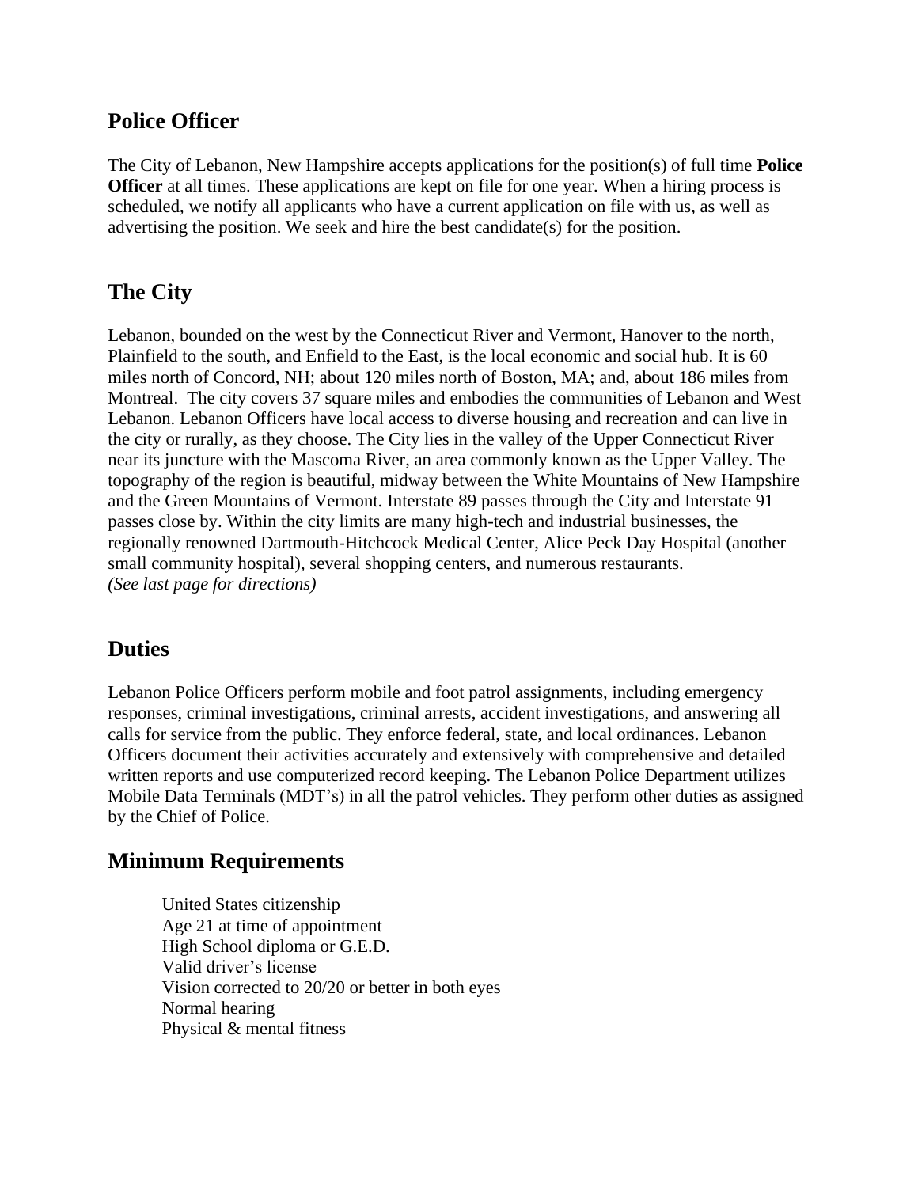## Police Officer

The City of Lebanon, New Hampshire accepts applications for the position(s) of full time **Police Officer** at all times. These applications are kept on file for one year. When a hiring process is scheduled, we notify all applicants who have a current application on file with us, as well as advertising the position. We seek and hire the best candidate(s) for the position.

## The City

Lebanon, bounded on the west by the Connecticut River and Vermont, Hanover to the north, Plainfield to the south, and Enfield to the East, is the local economic and social hub. It is 60 miles north of Concord, NH; about 120 miles north of Boston, MA; and, about 186 miles from Montreal. The city covers 37 square miles and embodies the communities of Lebanon and West Lebanon. Lebanon Officers have local access to diverse housing and recreation and can live in the city or rurally, as they choose. The City lies in the valley of the Upper Connecticut River near its juncture with the Mascoma River, an area commonly known as the Upper Valley. The topography of the region is beautiful, midway between the White Mountains of New Hampshire and the Green Mountains of Vermont. Interstate 89 passes through the City and Interstate 91 passes close by. Within the city limits are many high-tech and industrial businesses, the regionally renowned Dartmouth-Hitchcock Medical Center, Alice Peck Day Hospital (another small community hospital), several shopping centers, and numerous restaurants.
*(See last page for directions)*

## Duties

Lebanon Police Officers perform mobile and foot patrol assignments, including emergency responses, criminal investigations, criminal arrests, accident investigations, and answering all calls for service from the public. They enforce federal, state, and local ordinances. Lebanon Officers document their activities accurately and extensively with comprehensive and detailed written reports and use computerized record keeping. The Lebanon Police Department utilizes Mobile Data Terminals (MDT's) in all the patrol vehicles. They perform other duties as assigned by the Chief of Police.

## Minimum Requirements

- United States citizenship
- Age 21 at time of appointment
- High School diploma or G.E.D.
- Valid driver's license
- Vision corrected to 20/20 or better in both eyes
- Normal hearing
- Physical & mental fitness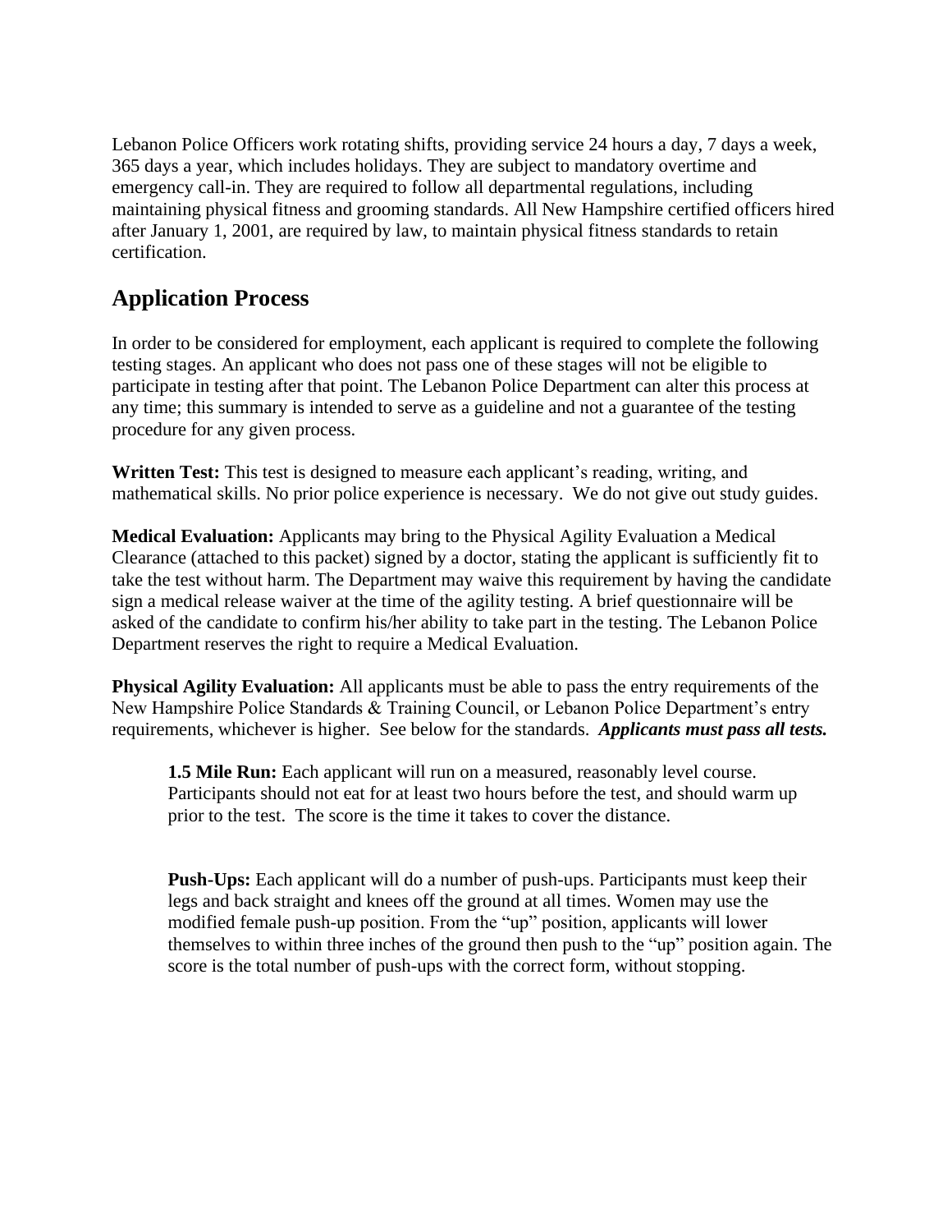Lebanon Police Officers work rotating shifts, providing service 24 hours a day, 7 days a week, 365 days a year, which includes holidays. They are subject to mandatory overtime and emergency call-in. They are required to follow all departmental regulations, including maintaining physical fitness and grooming standards. All New Hampshire certified officers hired after January 1, 2001, are required by law, to maintain physical fitness standards to retain certification.

## Application Process

In order to be considered for employment, each applicant is required to complete the following testing stages. An applicant who does not pass one of these stages will not be eligible to participate in testing after that point. The Lebanon Police Department can alter this process at any time; this summary is intended to serve as a guideline and not a guarantee of the testing procedure for any given process.

**Written Test:** This test is designed to measure each applicant's reading, writing, and mathematical skills. No prior police experience is necessary. We do not give out study guides.

**Medical Evaluation:** Applicants may bring to the Physical Agility Evaluation a Medical Clearance (attached to this packet) signed by a doctor, stating the applicant is sufficiently fit to take the test without harm. The Department may waive this requirement by having the candidate sign a medical release waiver at the time of the agility testing. A brief questionnaire will be asked of the candidate to confirm his/her ability to take part in the testing. The Lebanon Police Department reserves the right to require a Medical Evaluation.

**Physical Agility Evaluation:** All applicants must be able to pass the entry requirements of the New Hampshire Police Standards & Training Council, or Lebanon Police Department's entry requirements, whichever is higher. See below for the standards. ***Applicants must pass all tests.***

> **1.5 Mile Run:** Each applicant will run on a measured, reasonably level course. Participants should not eat for at least two hours before the test, and should warm up prior to the test. The score is the time it takes to cover the distance.
>
> **Push-Ups:** Each applicant will do a number of push-ups. Participants must keep their legs and back straight and knees off the ground at all times. Women may use the modified female push-up position. From the "up" position, applicants will lower themselves to within three inches of the ground then push to the "up" position again. The score is the total number of push-ups with the correct form, without stopping.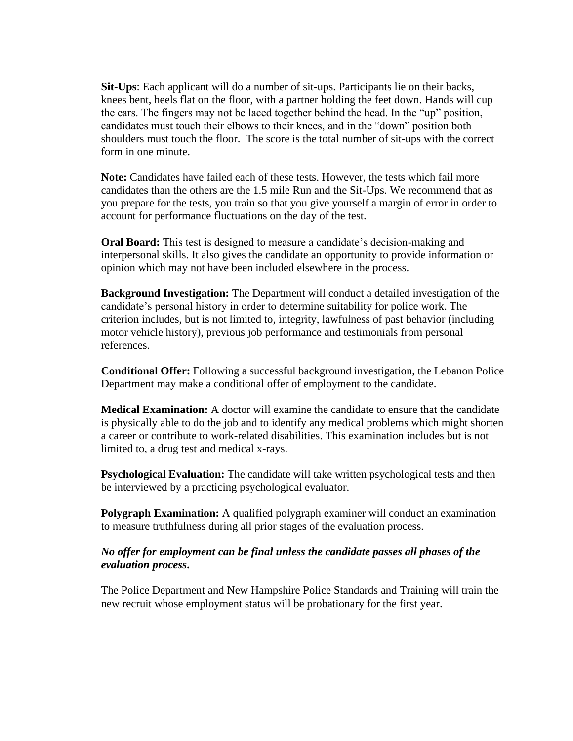**Sit-Ups**: Each applicant will do a number of sit-ups. Participants lie on their backs, knees bent, heels flat on the floor, with a partner holding the feet down. Hands will cup the ears. The fingers may not be laced together behind the head. In the "up" position, candidates must touch their elbows to their knees, and in the "down" position both shoulders must touch the floor. The score is the total number of sit-ups with the correct form in one minute.

**Note:** Candidates have failed each of these tests. However, the tests which fail more candidates than the others are the 1.5 mile Run and the Sit-Ups. We recommend that as you prepare for the tests, you train so that you give yourself a margin of error in order to account for performance fluctuations on the day of the test.

**Oral Board:** This test is designed to measure a candidate's decision-making and interpersonal skills. It also gives the candidate an opportunity to provide information or opinion which may not have been included elsewhere in the process.

**Background Investigation:** The Department will conduct a detailed investigation of the candidate's personal history in order to determine suitability for police work. The criterion includes, but is not limited to, integrity, lawfulness of past behavior (including motor vehicle history), previous job performance and testimonials from personal references.

**Conditional Offer:** Following a successful background investigation, the Lebanon Police Department may make a conditional offer of employment to the candidate.

**Medical Examination:** A doctor will examine the candidate to ensure that the candidate is physically able to do the job and to identify any medical problems which might shorten a career or contribute to work-related disabilities. This examination includes but is not limited to, a drug test and medical x-rays.

**Psychological Evaluation:** The candidate will take written psychological tests and then be interviewed by a practicing psychological evaluator.

**Polygraph Examination:** A qualified polygraph examiner will conduct an examination to measure truthfulness during all prior stages of the evaluation process.

***No offer for employment can be final unless the candidate passes all phases of the evaluation process.***

The Police Department and New Hampshire Police Standards and Training will train the new recruit whose employment status will be probationary for the first year.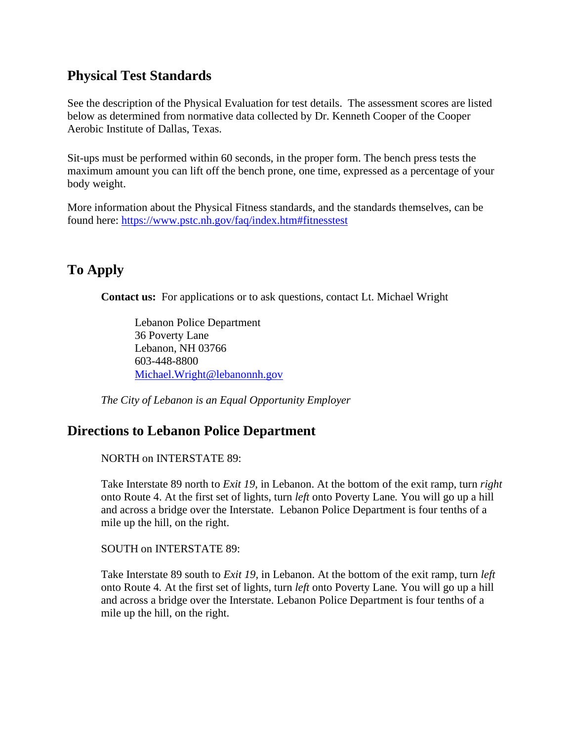## Physical Test Standards

See the description of the Physical Evaluation for test details. The assessment scores are listed below as determined from normative data collected by Dr. Kenneth Cooper of the Cooper Aerobic Institute of Dallas, Texas.

Sit-ups must be performed within 60 seconds, in the proper form. The bench press tests the maximum amount you can lift off the bench prone, one time, expressed as a percentage of your body weight.

More information about the Physical Fitness standards, and the standards themselves, can be found here: [https://www.pstc.nh.gov/faq/index.htm#fitnesstest](https://www.pstc.nh.gov/faq/index.htm#fitnesstest)

## To Apply

**Contact us:** For applications or to ask questions, contact Lt. Michael Wright

Lebanon Police Department
36 Poverty Lane
Lebanon, NH 03766
603-448-8800
[Michael.Wright@lebanonnh.gov](mailto:Michael.Wright@lebanonnh.gov)

*The City of Lebanon is an Equal Opportunity Employer*

## Directions to Lebanon Police Department

NORTH on INTERSTATE 89:

Take Interstate 89 north to *Exit 19*, in Lebanon. At the bottom of the exit ramp, turn *right* onto Route 4. At the first set of lights, turn *left* onto Poverty Lane. You will go up a hill and across a bridge over the Interstate. Lebanon Police Department is four tenths of a mile up the hill, on the right.

SOUTH on INTERSTATE 89:

Take Interstate 89 south to *Exit 19*, in Lebanon. At the bottom of the exit ramp, turn *left* onto Route 4. At the first set of lights, turn *left* onto Poverty Lane. You will go up a hill and across a bridge over the Interstate. Lebanon Police Department is four tenths of a mile up the hill, on the right.